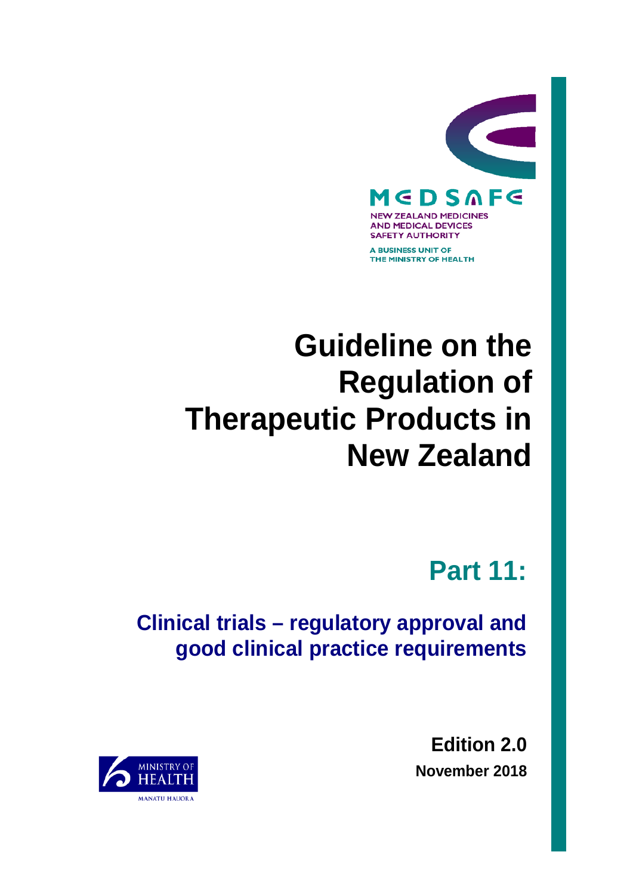MEDSAFE

NEW ZEALAND MEDICINES AND MEDICAL DEVICES SAFETY AUTHORITY

A BUSINESS UNIT OF THE MINISTRY OF HEALTH

# Guideline on the Regulation of Therapeutic Products in New Zealand

## Part 11:

### Clinical trials – regulatory approval and good clinical practice requirements

**Edition 2.0**

**November 2018**

MINISTRY OF HEALTH

MANATU HAUORA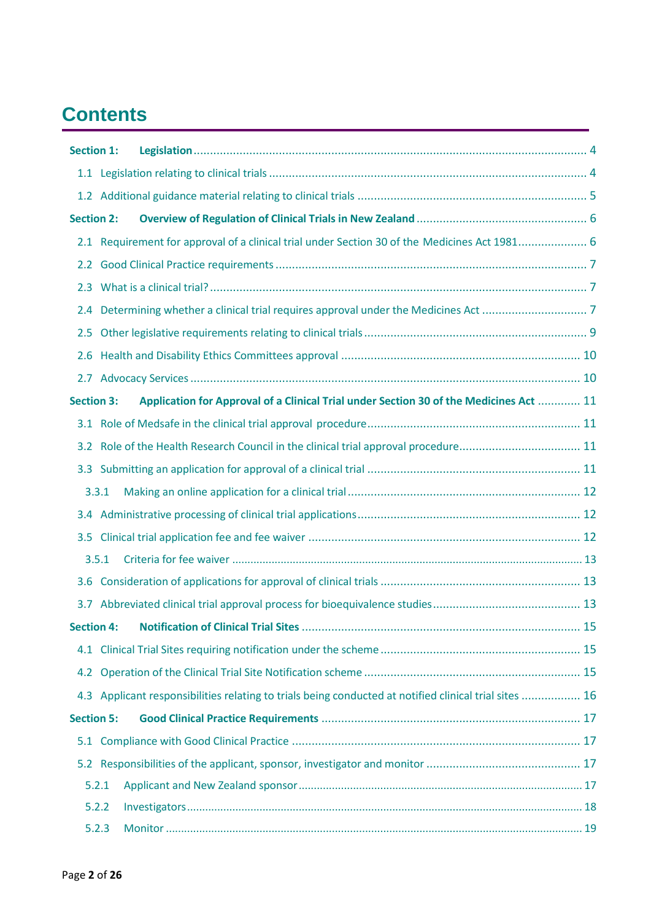# Contents

**Section 1: Legislation** ..... 4

1.1 Legislation relating to clinical trials ..... 4

1.2 Additional guidance material relating to clinical trials ..... 5

**Section 2: Overview of Regulation of Clinical Trials in New Zealand** ..... 6

2.1 Requirement for approval of a clinical trial under Section 30 of the Medicines Act 1981 ..... 6

2.2 Good Clinical Practice requirements ..... 7

2.3 What is a clinical trial? ..... 7

2.4 Determining whether a clinical trial requires approval under the Medicines Act ..... 7

2.5 Other legislative requirements relating to clinical trials ..... 9

2.6 Health and Disability Ethics Committees approval ..... 10

2.7 Advocacy Services ..... 10

**Section 3: Application for Approval of a Clinical Trial under Section 30 of the Medicines Act** ..... 11

3.1 Role of Medsafe in the clinical trial approval procedure ..... 11

3.2 Role of the Health Research Council in the clinical trial approval procedure ..... 11

3.3 Submitting an application for approval of a clinical trial ..... 11

3.3.1 Making an online application for a clinical trial ..... 12

3.4 Administrative processing of clinical trial applications ..... 12

3.5 Clinical trial application fee and fee waiver ..... 12

3.5.1 Criteria for fee waiver ..... 13

3.6 Consideration of applications for approval of clinical trials ..... 13

3.7 Abbreviated clinical trial approval process for bioequivalence studies ..... 13

**Section 4: Notification of Clinical Trial Sites** ..... 15

4.1 Clinical Trial Sites requiring notification under the scheme ..... 15

4.2 Operation of the Clinical Trial Site Notification scheme ..... 15

4.3 Applicant responsibilities relating to trials being conducted at notified clinical trial sites ..... 16

**Section 5: Good Clinical Practice Requirements** ..... 17

5.1 Compliance with Good Clinical Practice ..... 17

5.2 Responsibilities of the applicant, sponsor, investigator and monitor ..... 17

5.2.1 Applicant and New Zealand sponsor ..... 17

5.2.2 Investigators ..... 18

5.2.3 Monitor ..... 19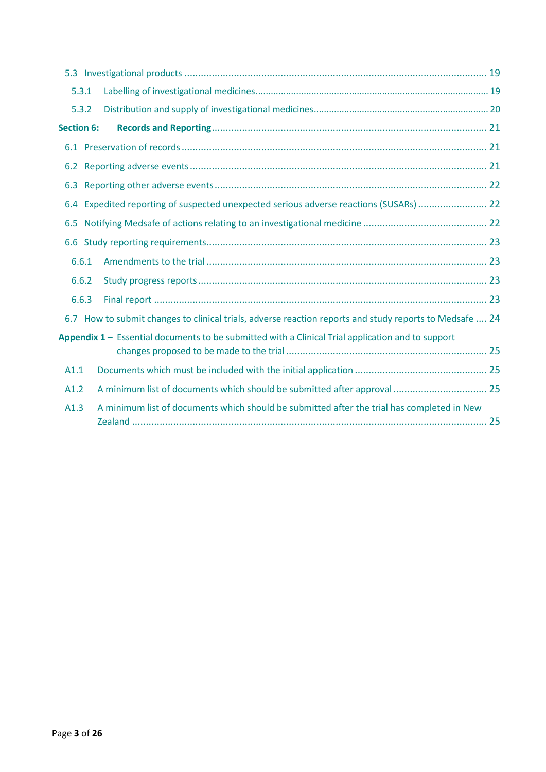5.3 Investigational products ........................................................................................................ 19

5.3.1 Labelling of investigational medicines ........................................................................................ 19

5.3.2 Distribution and supply of investigational medicines ........................................................................ 20

**Section 6: Records and Reporting** ........................................................................................ 21

6.1 Preservation of records ........................................................................................................ 21

6.2 Reporting adverse events ........................................................................................................ 21

6.3 Reporting other adverse events ........................................................................................................ 22

6.4 Expedited reporting of suspected unexpected serious adverse reactions (SUSARs) ......................... 22

6.5 Notifying Medsafe of actions relating to an investigational medicine ............................................ 22

6.6 Study reporting requirements ........................................................................................................ 23

6.6.1 Amendments to the trial ........................................................................................................ 23

6.6.2 Study progress reports ........................................................................................................ 23

6.6.3 Final report ........................................................................................................ 23

6.7 How to submit changes to clinical trials, adverse reaction reports and study reports to Medsafe .... 24

**Appendix 1** – Essential documents to be submitted with a Clinical Trial application and to support changes proposed to be made to the trial ........................................................................ 25

A1.1 Documents which must be included with the initial application ............................................... 25

A1.2 A minimum list of documents which should be submitted after approval ................................. 25

A1.3 A minimum list of documents which should be submitted after the trial has completed in New Zealand ........................................................................................................ 25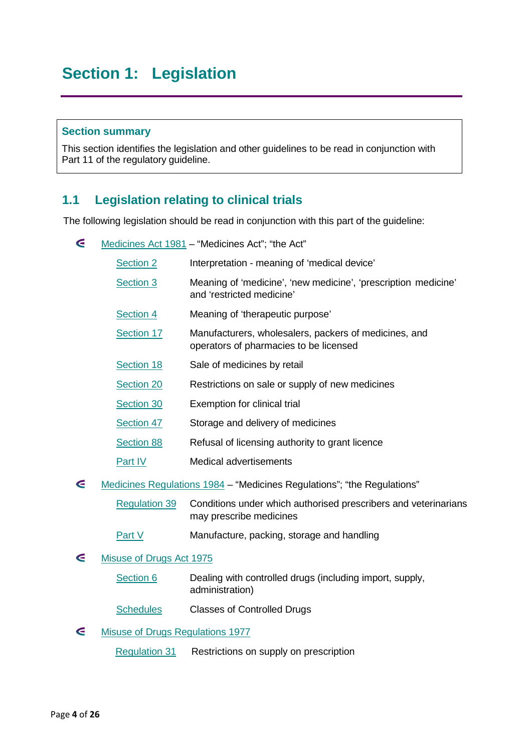# Section 1: Legislation

> **Section summary**
>
> This section identifies the legislation and other guidelines to be read in conjunction with Part 11 of the regulatory guideline.

## 1.1 Legislation relating to clinical trials

The following legislation should be read in conjunction with this part of the guideline:

- Medicines Act 1981 – "Medicines Act"; "the Act"

| | |
|---|---|
| Section 2 | Interpretation - meaning of 'medical device' |
| Section 3 | Meaning of 'medicine', 'new medicine', 'prescription medicine' and 'restricted medicine' |
| Section 4 | Meaning of 'therapeutic purpose' |
| Section 17 | Manufacturers, wholesalers, packers of medicines, and operators of pharmacies to be licensed |
| Section 18 | Sale of medicines by retail |
| Section 20 | Restrictions on sale or supply of new medicines |
| Section 30 | Exemption for clinical trial |
| Section 47 | Storage and delivery of medicines |
| Section 88 | Refusal of licensing authority to grant licence |
| Part IV | Medical advertisements |

- Medicines Regulations 1984 – "Medicines Regulations"; "the Regulations"

| | |
|---|---|
| Regulation 39 | Conditions under which authorised prescribers and veterinarians may prescribe medicines |
| Part V | Manufacture, packing, storage and handling |

- Misuse of Drugs Act 1975

| | |
|---|---|
| Section 6 | Dealing with controlled drugs (including import, supply, administration) |
| Schedules | Classes of Controlled Drugs |

- Misuse of Drugs Regulations 1977

| | |
|---|---|
| Regulation 31 | Restrictions on supply on prescription |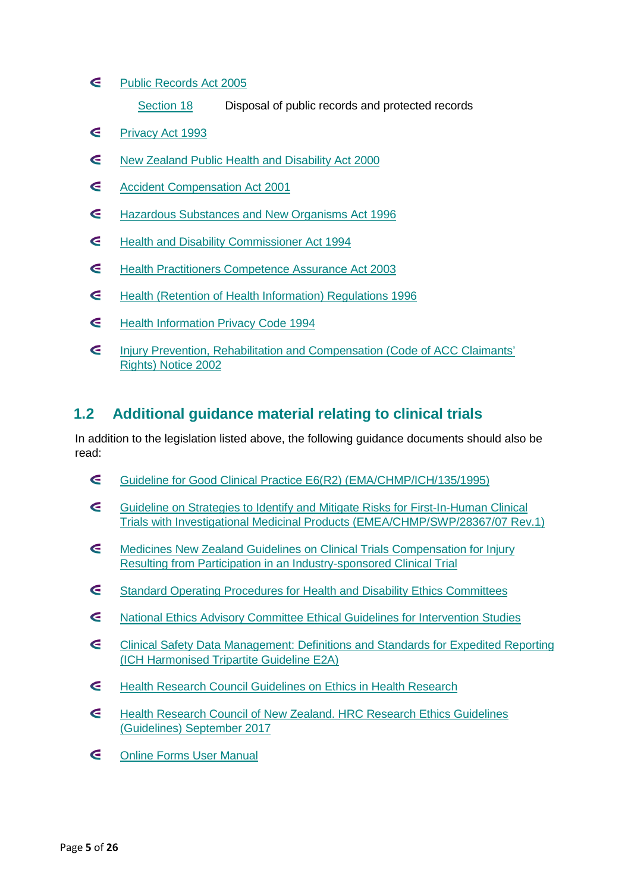- Public Records Act 2005

  Section 18 Disposal of public records and protected records

- Privacy Act 1993
- New Zealand Public Health and Disability Act 2000
- Accident Compensation Act 2001
- Hazardous Substances and New Organisms Act 1996
- Health and Disability Commissioner Act 1994
- Health Practitioners Competence Assurance Act 2003
- Health (Retention of Health Information) Regulations 1996
- Health Information Privacy Code 1994
- Injury Prevention, Rehabilitation and Compensation (Code of ACC Claimants' Rights) Notice 2002

## 1.2 Additional guidance material relating to clinical trials

In addition to the legislation listed above, the following guidance documents should also be read:

- Guideline for Good Clinical Practice E6(R2) (EMA/CHMP/ICH/135/1995)
- Guideline on Strategies to Identify and Mitigate Risks for First-In-Human Clinical Trials with Investigational Medicinal Products (EMEA/CHMP/SWP/28367/07 Rev.1)
- Medicines New Zealand Guidelines on Clinical Trials Compensation for Injury Resulting from Participation in an Industry-sponsored Clinical Trial
- Standard Operating Procedures for Health and Disability Ethics Committees
- National Ethics Advisory Committee Ethical Guidelines for Intervention Studies
- Clinical Safety Data Management: Definitions and Standards for Expedited Reporting (ICH Harmonised Tripartite Guideline E2A)
- Health Research Council Guidelines on Ethics in Health Research
- Health Research Council of New Zealand. HRC Research Ethics Guidelines (Guidelines) September 2017
- Online Forms User Manual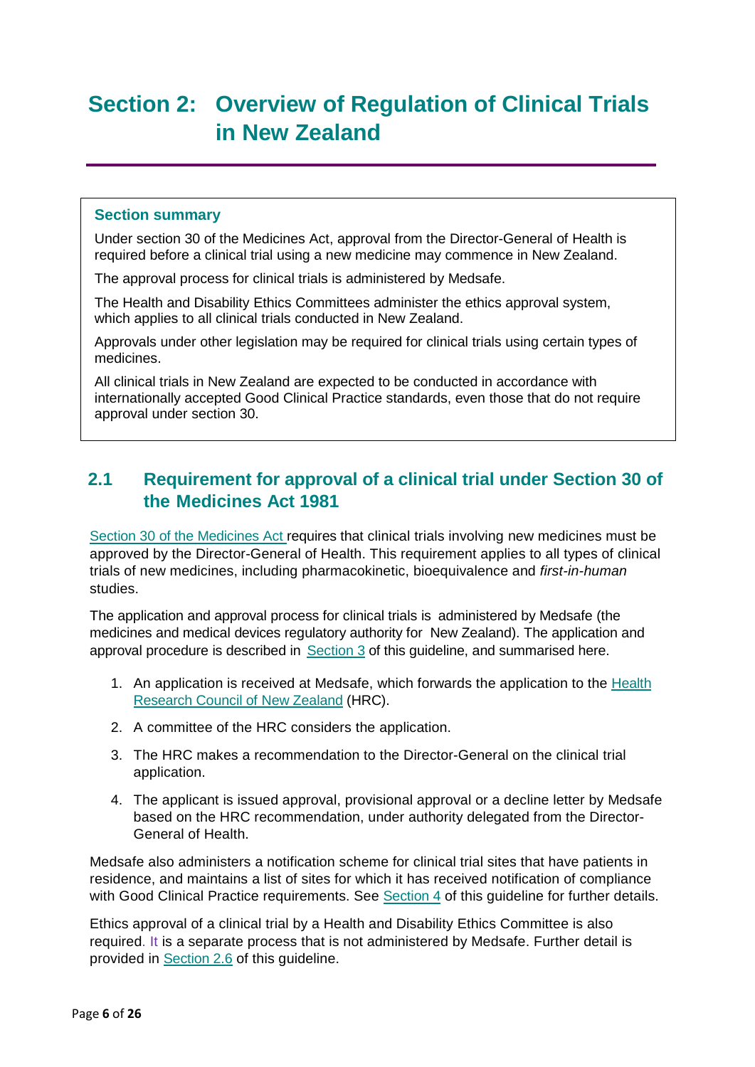# Section 2: Overview of Regulation of Clinical Trials in New Zealand

**Section summary**

Under section 30 of the Medicines Act, approval from the Director-General of Health is required before a clinical trial using a new medicine may commence in New Zealand.

The approval process for clinical trials is administered by Medsafe.

The Health and Disability Ethics Committees administer the ethics approval system, which applies to all clinical trials conducted in New Zealand.

Approvals under other legislation may be required for clinical trials using certain types of medicines.

All clinical trials in New Zealand are expected to be conducted in accordance with internationally accepted Good Clinical Practice standards, even those that do not require approval under section 30.

## 2.1 Requirement for approval of a clinical trial under Section 30 of the Medicines Act 1981

Section 30 of the Medicines Act requires that clinical trials involving new medicines must be approved by the Director-General of Health. This requirement applies to all types of clinical trials of new medicines, including pharmacokinetic, bioequivalence and *first-in-human* studies.

The application and approval process for clinical trials is administered by Medsafe (the medicines and medical devices regulatory authority for New Zealand). The application and approval procedure is described in Section 3 of this guideline, and summarised here.

1. An application is received at Medsafe, which forwards the application to the Health Research Council of New Zealand (HRC).
2. A committee of the HRC considers the application.
3. The HRC makes a recommendation to the Director-General on the clinical trial application.
4. The applicant is issued approval, provisional approval or a decline letter by Medsafe based on the HRC recommendation, under authority delegated from the Director-General of Health.

Medsafe also administers a notification scheme for clinical trial sites that have patients in residence, and maintains a list of sites for which it has received notification of compliance with Good Clinical Practice requirements. See Section 4 of this guideline for further details.

Ethics approval of a clinical trial by a Health and Disability Ethics Committee is also required. It is a separate process that is not administered by Medsafe. Further detail is provided in Section 2.6 of this guideline.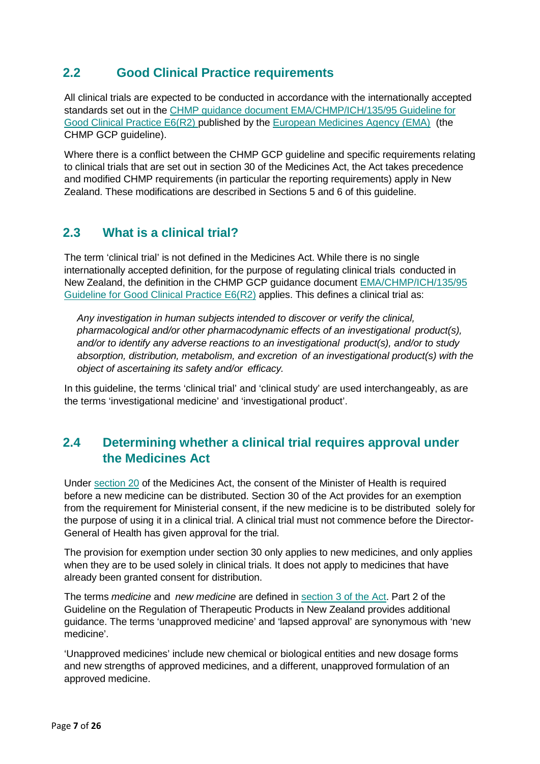## 2.2 Good Clinical Practice requirements

All clinical trials are expected to be conducted in accordance with the internationally accepted standards set out in the [CHMP guidance document EMA/CHMP/ICH/135/95 Guideline for Good Clinical Practice E6(R2)](#) published by the [European Medicines Agency (EMA)](#) (the CHMP GCP guideline).

Where there is a conflict between the CHMP GCP guideline and specific requirements relating to clinical trials that are set out in section 30 of the Medicines Act, the Act takes precedence and modified CHMP requirements (in particular the reporting requirements) apply in New Zealand. These modifications are described in Sections 5 and 6 of this guideline.

## 2.3 What is a clinical trial?

The term 'clinical trial' is not defined in the Medicines Act. While there is no single internationally accepted definition, for the purpose of regulating clinical trials conducted in New Zealand, the definition in the CHMP GCP guidance document [EMA/CHMP/ICH/135/95 Guideline for Good Clinical Practice E6(R2)](#) applies. This defines a clinical trial as:

> *Any investigation in human subjects intended to discover or verify the clinical, pharmacological and/or other pharmacodynamic effects of an investigational product(s), and/or to identify any adverse reactions to an investigational product(s), and/or to study absorption, distribution, metabolism, and excretion of an investigational product(s) with the object of ascertaining its safety and/or efficacy.*

In this guideline, the terms 'clinical trial' and 'clinical study' are used interchangeably, as are the terms 'investigational medicine' and 'investigational product'.

## 2.4 Determining whether a clinical trial requires approval under the Medicines Act

Under [section 20](#) of the Medicines Act, the consent of the Minister of Health is required before a new medicine can be distributed. Section 30 of the Act provides for an exemption from the requirement for Ministerial consent, if the new medicine is to be distributed solely for the purpose of using it in a clinical trial. A clinical trial must not commence before the Director-General of Health has given approval for the trial.

The provision for exemption under section 30 only applies to new medicines, and only applies when they are to be used solely in clinical trials. It does not apply to medicines that have already been granted consent for distribution.

The terms *medicine* and *new medicine* are defined in [section 3 of the Act](#). Part 2 of the Guideline on the Regulation of Therapeutic Products in New Zealand provides additional guidance. The terms 'unapproved medicine' and 'lapsed approval' are synonymous with 'new medicine'.

'Unapproved medicines' include new chemical or biological entities and new dosage forms and new strengths of approved medicines, and a different, unapproved formulation of an approved medicine.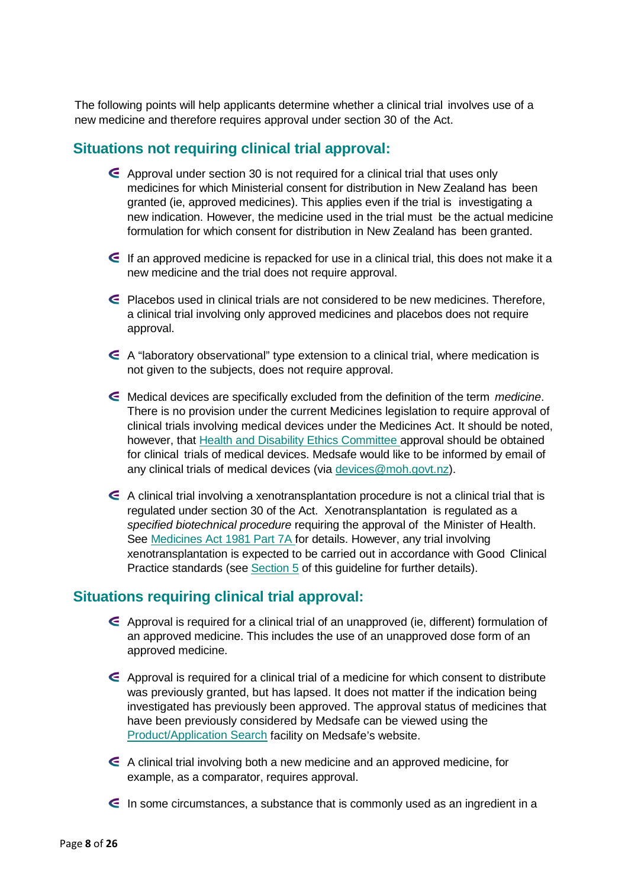The following points will help applicants determine whether a clinical trial involves use of a new medicine and therefore requires approval under section 30 of the Act.

## Situations not requiring clinical trial approval:

- Approval under section 30 is not required for a clinical trial that uses only medicines for which Ministerial consent for distribution in New Zealand has been granted (ie, approved medicines). This applies even if the trial is investigating a new indication. However, the medicine used in the trial must be the actual medicine formulation for which consent for distribution in New Zealand has been granted.
- If an approved medicine is repacked for use in a clinical trial, this does not make it a new medicine and the trial does not require approval.
- Placebos used in clinical trials are not considered to be new medicines. Therefore, a clinical trial involving only approved medicines and placebos does not require approval.
- A "laboratory observational" type extension to a clinical trial, where medication is not given to the subjects, does not require approval.
- Medical devices are specifically excluded from the definition of the term *medicine*. There is no provision under the current Medicines legislation to require approval of clinical trials involving medical devices under the Medicines Act. It should be noted, however, that Health and Disability Ethics Committee approval should be obtained for clinical trials of medical devices. Medsafe would like to be informed by email of any clinical trials of medical devices (via devices@moh.govt.nz).
- A clinical trial involving a xenotransplantation procedure is not a clinical trial that is regulated under section 30 of the Act. Xenotransplantation is regulated as a *specified biotechnical procedure* requiring the approval of the Minister of Health. See Medicines Act 1981 Part 7A for details. However, any trial involving xenotransplantation is expected to be carried out in accordance with Good Clinical Practice standards (see Section 5 of this guideline for further details).

## Situations requiring clinical trial approval:

- Approval is required for a clinical trial of an unapproved (ie, different) formulation of an approved medicine. This includes the use of an unapproved dose form of an approved medicine.
- Approval is required for a clinical trial of a medicine for which consent to distribute was previously granted, but has lapsed. It does not matter if the indication being investigated has previously been approved. The approval status of medicines that have been previously considered by Medsafe can be viewed using the Product/Application Search facility on Medsafe's website.
- A clinical trial involving both a new medicine and an approved medicine, for example, as a comparator, requires approval.
- In some circumstances, a substance that is commonly used as an ingredient in a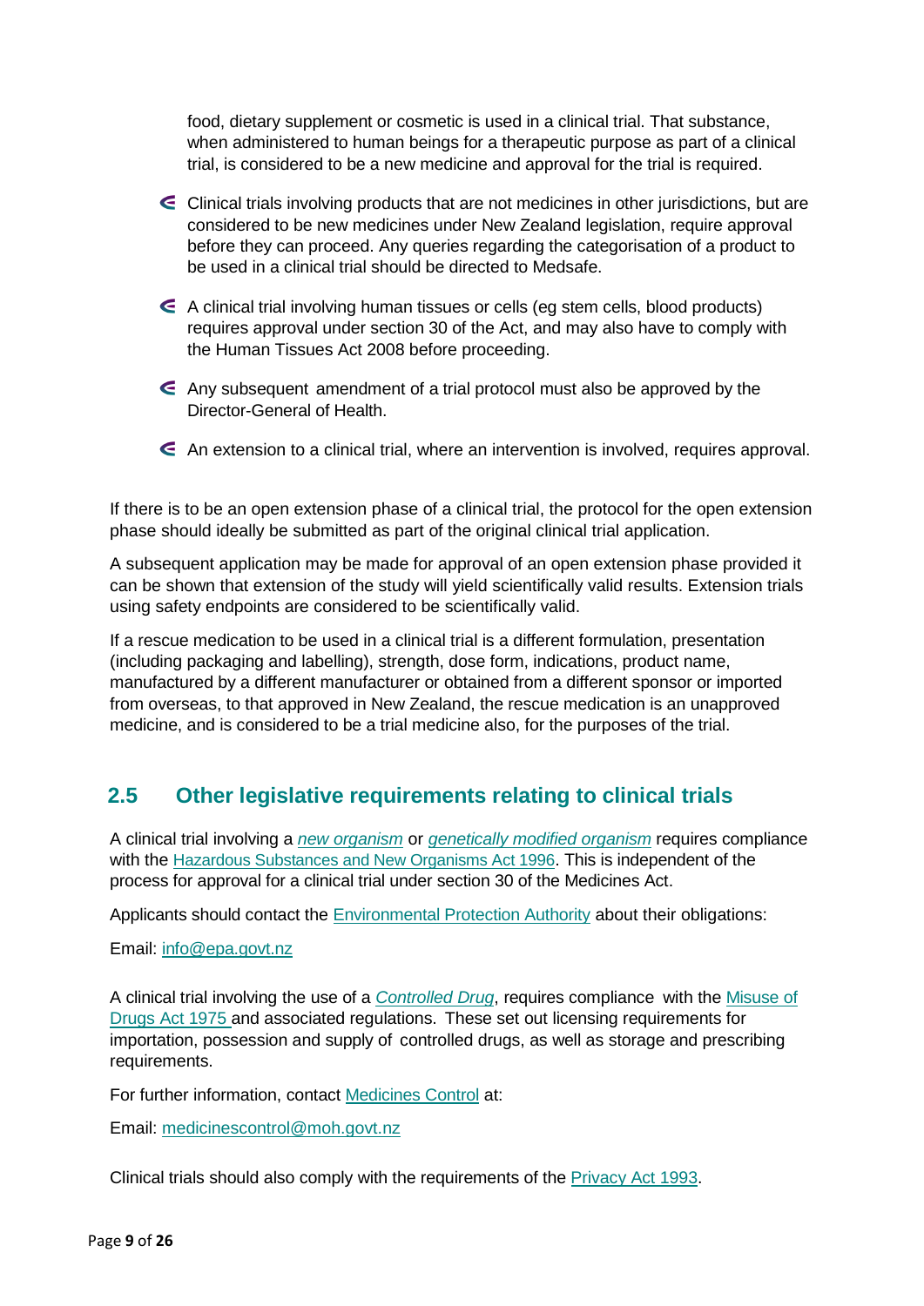food, dietary supplement or cosmetic is used in a clinical trial. That substance, when administered to human beings for a therapeutic purpose as part of a clinical trial, is considered to be a new medicine and approval for the trial is required.

- Clinical trials involving products that are not medicines in other jurisdictions, but are considered to be new medicines under New Zealand legislation, require approval before they can proceed. Any queries regarding the categorisation of a product to be used in a clinical trial should be directed to Medsafe.
- A clinical trial involving human tissues or cells (eg stem cells, blood products) requires approval under section 30 of the Act, and may also have to comply with the Human Tissues Act 2008 before proceeding.
- Any subsequent amendment of a trial protocol must also be approved by the Director-General of Health.
- An extension to a clinical trial, where an intervention is involved, requires approval.

If there is to be an open extension phase of a clinical trial, the protocol for the open extension phase should ideally be submitted as part of the original clinical trial application.

A subsequent application may be made for approval of an open extension phase provided it can be shown that extension of the study will yield scientifically valid results. Extension trials using safety endpoints are considered to be scientifically valid.

If a rescue medication to be used in a clinical trial is a different formulation, presentation (including packaging and labelling), strength, dose form, indications, product name, manufactured by a different manufacturer or obtained from a different sponsor or imported from overseas, to that approved in New Zealand, the rescue medication is an unapproved medicine, and is considered to be a trial medicine also, for the purposes of the trial.

## 2.5 Other legislative requirements relating to clinical trials

A clinical trial involving a *new organism* or *genetically modified organism* requires compliance with the Hazardous Substances and New Organisms Act 1996. This is independent of the process for approval for a clinical trial under section 30 of the Medicines Act.

Applicants should contact the Environmental Protection Authority about their obligations:

Email: info@epa.govt.nz

A clinical trial involving the use of a *Controlled Drug*, requires compliance with the Misuse of Drugs Act 1975 and associated regulations. These set out licensing requirements for importation, possession and supply of controlled drugs, as well as storage and prescribing requirements.

For further information, contact Medicines Control at:

Email: medicinescontrol@moh.govt.nz

Clinical trials should also comply with the requirements of the Privacy Act 1993.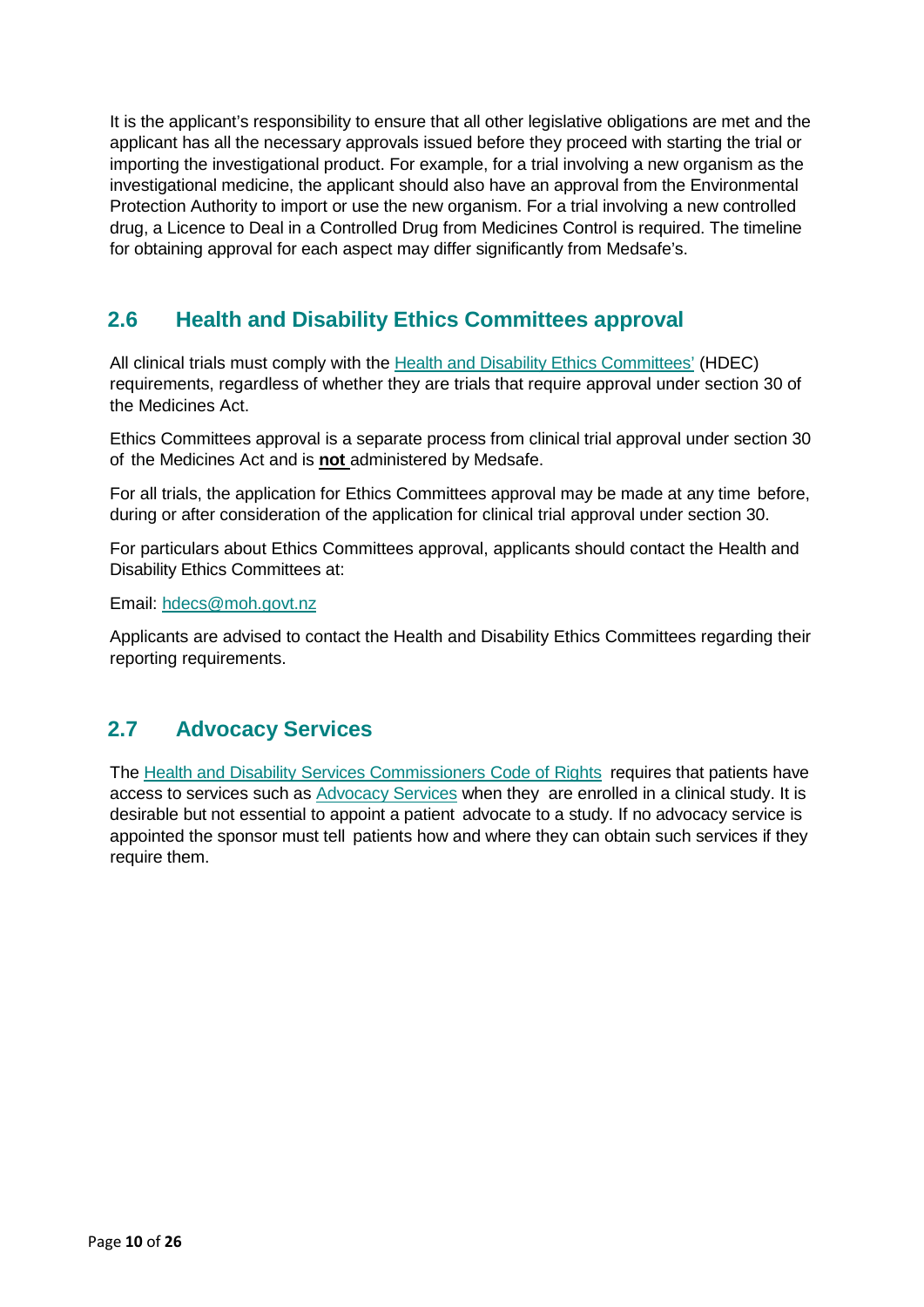It is the applicant's responsibility to ensure that all other legislative obligations are met and the applicant has all the necessary approvals issued before they proceed with starting the trial or importing the investigational product. For example, for a trial involving a new organism as the investigational medicine, the applicant should also have an approval from the Environmental Protection Authority to import or use the new organism. For a trial involving a new controlled drug, a Licence to Deal in a Controlled Drug from Medicines Control is required. The timeline for obtaining approval for each aspect may differ significantly from Medsafe's.

## 2.6 Health and Disability Ethics Committees approval

All clinical trials must comply with the Health and Disability Ethics Committees' (HDEC) requirements, regardless of whether they are trials that require approval under section 30 of the Medicines Act.

Ethics Committees approval is a separate process from clinical trial approval under section 30 of the Medicines Act and is **not** administered by Medsafe.

For all trials, the application for Ethics Committees approval may be made at any time before, during or after consideration of the application for clinical trial approval under section 30.

For particulars about Ethics Committees approval, applicants should contact the Health and Disability Ethics Committees at:

Email: hdecs@moh.govt.nz

Applicants are advised to contact the Health and Disability Ethics Committees regarding their reporting requirements.

## 2.7 Advocacy Services

The Health and Disability Services Commissioners Code of Rights requires that patients have access to services such as Advocacy Services when they are enrolled in a clinical study. It is desirable but not essential to appoint a patient advocate to a study. If no advocacy service is appointed the sponsor must tell patients how and where they can obtain such services if they require them.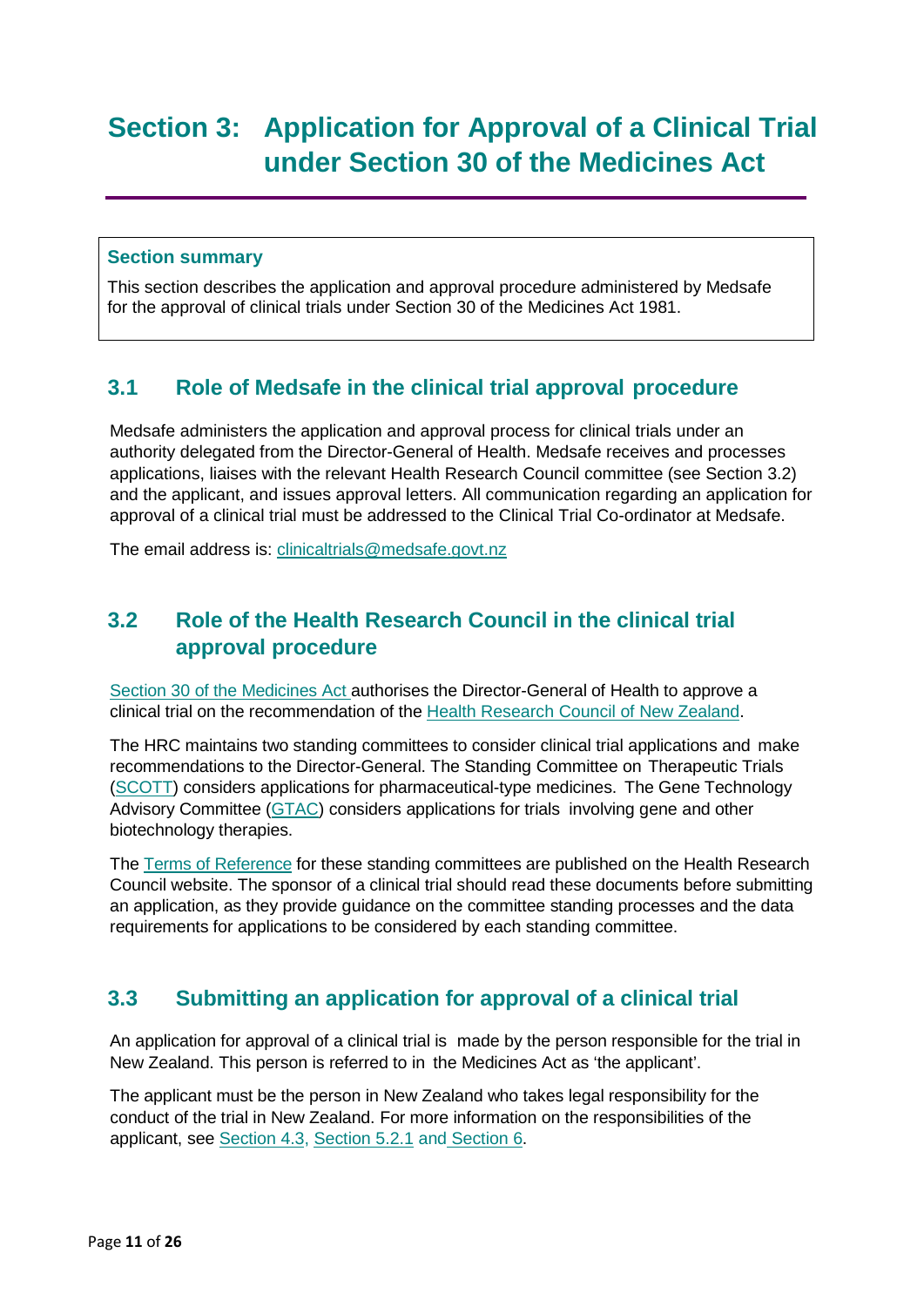# Section 3: Application for Approval of a Clinical Trial under Section 30 of the Medicines Act

**Section summary**

This section describes the application and approval procedure administered by Medsafe for the approval of clinical trials under Section 30 of the Medicines Act 1981.

## 3.1 Role of Medsafe in the clinical trial approval procedure

Medsafe administers the application and approval process for clinical trials under an authority delegated from the Director-General of Health. Medsafe receives and processes applications, liaises with the relevant Health Research Council committee (see Section 3.2) and the applicant, and issues approval letters. All communication regarding an application for approval of a clinical trial must be addressed to the Clinical Trial Co-ordinator at Medsafe.

The email address is: clinicaltrials@medsafe.govt.nz

## 3.2 Role of the Health Research Council in the clinical trial approval procedure

Section 30 of the Medicines Act authorises the Director-General of Health to approve a clinical trial on the recommendation of the Health Research Council of New Zealand.

The HRC maintains two standing committees to consider clinical trial applications and make recommendations to the Director-General. The Standing Committee on Therapeutic Trials (SCOTT) considers applications for pharmaceutical-type medicines. The Gene Technology Advisory Committee (GTAC) considers applications for trials involving gene and other biotechnology therapies.

The Terms of Reference for these standing committees are published on the Health Research Council website. The sponsor of a clinical trial should read these documents before submitting an application, as they provide guidance on the committee standing processes and the data requirements for applications to be considered by each standing committee.

## 3.3 Submitting an application for approval of a clinical trial

An application for approval of a clinical trial is made by the person responsible for the trial in New Zealand. This person is referred to in the Medicines Act as 'the applicant'.

The applicant must be the person in New Zealand who takes legal responsibility for the conduct of the trial in New Zealand. For more information on the responsibilities of the applicant, see Section 4.3, Section 5.2.1 and Section 6.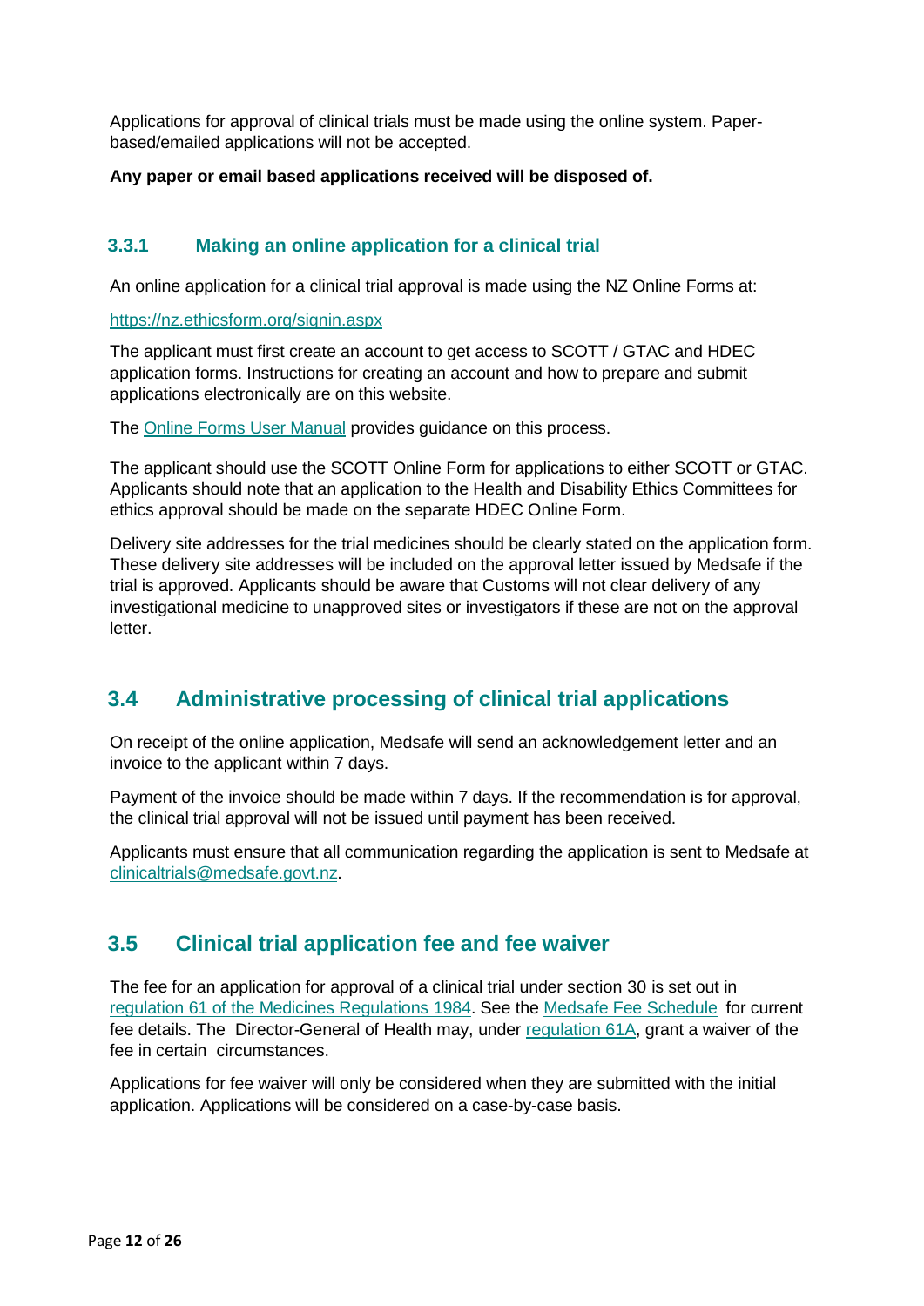Applications for approval of clinical trials must be made using the online system. Paper-based/emailed applications will not be accepted.

**Any paper or email based applications received will be disposed of.**

### 3.3.1 Making an online application for a clinical trial

An online application for a clinical trial approval is made using the NZ Online Forms at:

[https://nz.ethicsform.org/signin.aspx](https://nz.ethicsform.org/signin.aspx)

The applicant must first create an account to get access to SCOTT / GTAC and HDEC application forms. Instructions for creating an account and how to prepare and submit applications electronically are on this website.

The [Online Forms User Manual](#) provides guidance on this process.

The applicant should use the SCOTT Online Form for applications to either SCOTT or GTAC. Applicants should note that an application to the Health and Disability Ethics Committees for ethics approval should be made on the separate HDEC Online Form.

Delivery site addresses for the trial medicines should be clearly stated on the application form. These delivery site addresses will be included on the approval letter issued by Medsafe if the trial is approved. Applicants should be aware that Customs will not clear delivery of any investigational medicine to unapproved sites or investigators if these are not on the approval letter.

## 3.4 Administrative processing of clinical trial applications

On receipt of the online application, Medsafe will send an acknowledgement letter and an invoice to the applicant within 7 days.

Payment of the invoice should be made within 7 days. If the recommendation is for approval, the clinical trial approval will not be issued until payment has been received.

Applicants must ensure that all communication regarding the application is sent to Medsafe at [clinicaltrials@medsafe.govt.nz](mailto:clinicaltrials@medsafe.govt.nz).

## 3.5 Clinical trial application fee and fee waiver

The fee for an application for approval of a clinical trial under section 30 is set out in [regulation 61 of the Medicines Regulations 1984](#). See the [Medsafe Fee Schedule](#) for current fee details. The Director-General of Health may, under [regulation 61A](#), grant a waiver of the fee in certain circumstances.

Applications for fee waiver will only be considered when they are submitted with the initial application. Applications will be considered on a case-by-case basis.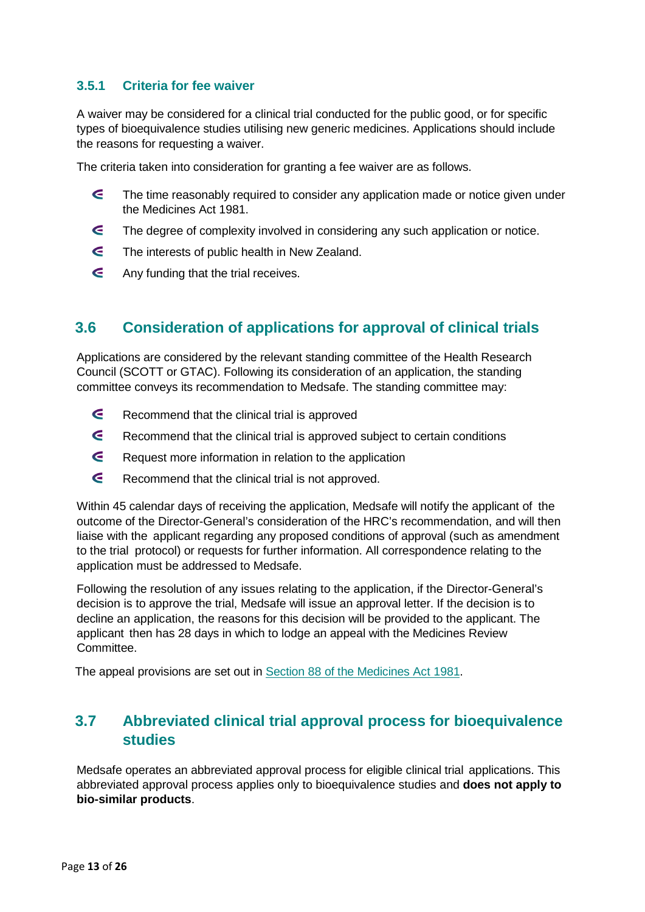### 3.5.1 Criteria for fee waiver

A waiver may be considered for a clinical trial conducted for the public good, or for specific types of bioequivalence studies utilising new generic medicines. Applications should include the reasons for requesting a waiver.

The criteria taken into consideration for granting a fee waiver are as follows.

- The time reasonably required to consider any application made or notice given under the Medicines Act 1981.
- The degree of complexity involved in considering any such application or notice.
- The interests of public health in New Zealand.
- Any funding that the trial receives.

## 3.6 Consideration of applications for approval of clinical trials

Applications are considered by the relevant standing committee of the Health Research Council (SCOTT or GTAC). Following its consideration of an application, the standing committee conveys its recommendation to Medsafe. The standing committee may:

- Recommend that the clinical trial is approved
- Recommend that the clinical trial is approved subject to certain conditions
- Request more information in relation to the application
- Recommend that the clinical trial is not approved.

Within 45 calendar days of receiving the application, Medsafe will notify the applicant of the outcome of the Director-General's consideration of the HRC's recommendation, and will then liaise with the applicant regarding any proposed conditions of approval (such as amendment to the trial protocol) or requests for further information. All correspondence relating to the application must be addressed to Medsafe.

Following the resolution of any issues relating to the application, if the Director-General's decision is to approve the trial, Medsafe will issue an approval letter. If the decision is to decline an application, the reasons for this decision will be provided to the applicant. The applicant then has 28 days in which to lodge an appeal with the Medicines Review Committee.

The appeal provisions are set out in Section 88 of the Medicines Act 1981.

## 3.7 Abbreviated clinical trial approval process for bioequivalence studies

Medsafe operates an abbreviated approval process for eligible clinical trial applications. This abbreviated approval process applies only to bioequivalence studies and **does not apply to bio-similar products**.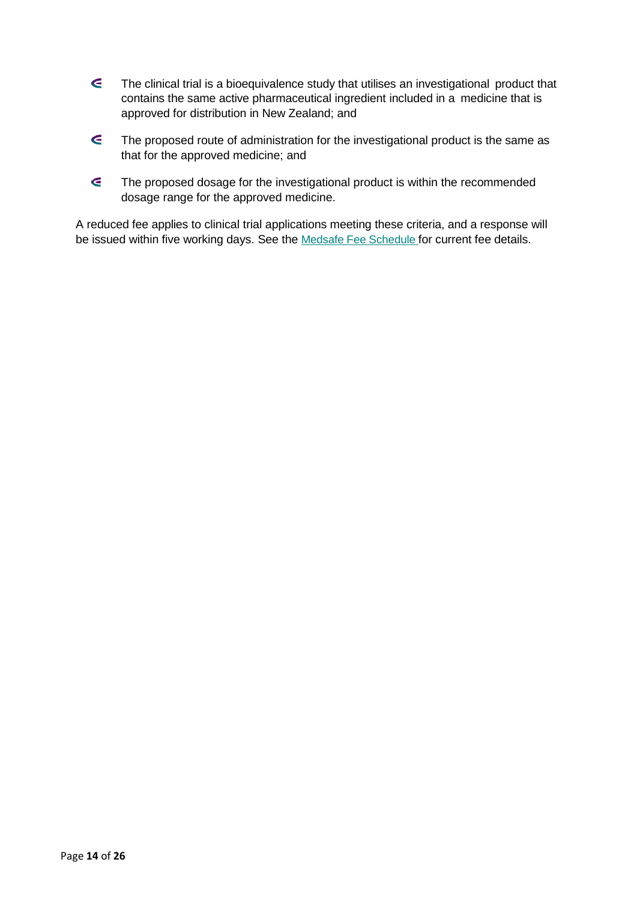- The clinical trial is a bioequivalence study that utilises an investigational product that contains the same active pharmaceutical ingredient included in a medicine that is approved for distribution in New Zealand; and
- The proposed route of administration for the investigational product is the same as that for the approved medicine; and
- The proposed dosage for the investigational product is within the recommended dosage range for the approved medicine.

A reduced fee applies to clinical trial applications meeting these criteria, and a response will be issued within five working days. See the Medsafe Fee Schedule for current fee details.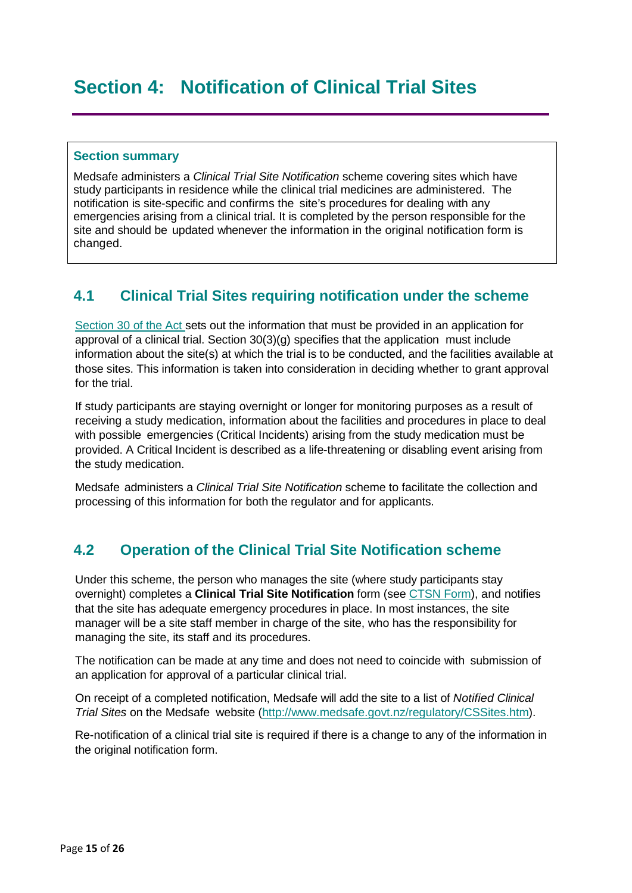# Section 4: Notification of Clinical Trial Sites

**Section summary**

Medsafe administers a *Clinical Trial Site Notification* scheme covering sites which have study participants in residence while the clinical trial medicines are administered. The notification is site-specific and confirms the site's procedures for dealing with any emergencies arising from a clinical trial. It is completed by the person responsible for the site and should be updated whenever the information in the original notification form is changed.

## 4.1 Clinical Trial Sites requiring notification under the scheme

Section 30 of the Act sets out the information that must be provided in an application for approval of a clinical trial. Section 30(3)(g) specifies that the application must include information about the site(s) at which the trial is to be conducted, and the facilities available at those sites. This information is taken into consideration in deciding whether to grant approval for the trial.

If study participants are staying overnight or longer for monitoring purposes as a result of receiving a study medication, information about the facilities and procedures in place to deal with possible emergencies (Critical Incidents) arising from the study medication must be provided. A Critical Incident is described as a life-threatening or disabling event arising from the study medication.

Medsafe administers a *Clinical Trial Site Notification* scheme to facilitate the collection and processing of this information for both the regulator and for applicants.

## 4.2 Operation of the Clinical Trial Site Notification scheme

Under this scheme, the person who manages the site (where study participants stay overnight) completes a **Clinical Trial Site Notification** form (see CTSN Form), and notifies that the site has adequate emergency procedures in place. In most instances, the site manager will be a site staff member in charge of the site, who has the responsibility for managing the site, its staff and its procedures.

The notification can be made at any time and does not need to coincide with submission of an application for approval of a particular clinical trial.

On receipt of a completed notification, Medsafe will add the site to a list of *Notified Clinical Trial Sites* on the Medsafe website (http://www.medsafe.govt.nz/regulatory/CSSites.htm).

Re-notification of a clinical trial site is required if there is a change to any of the information in the original notification form.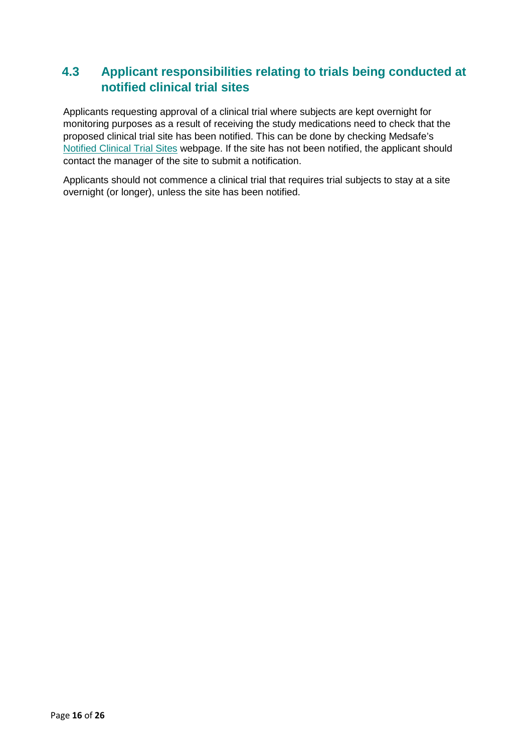## 4.3 Applicant responsibilities relating to trials being conducted at notified clinical trial sites

Applicants requesting approval of a clinical trial where subjects are kept overnight for monitoring purposes as a result of receiving the study medications need to check that the proposed clinical trial site has been notified. This can be done by checking Medsafe's Notified Clinical Trial Sites webpage. If the site has not been notified, the applicant should contact the manager of the site to submit a notification.

Applicants should not commence a clinical trial that requires trial subjects to stay at a site overnight (or longer), unless the site has been notified.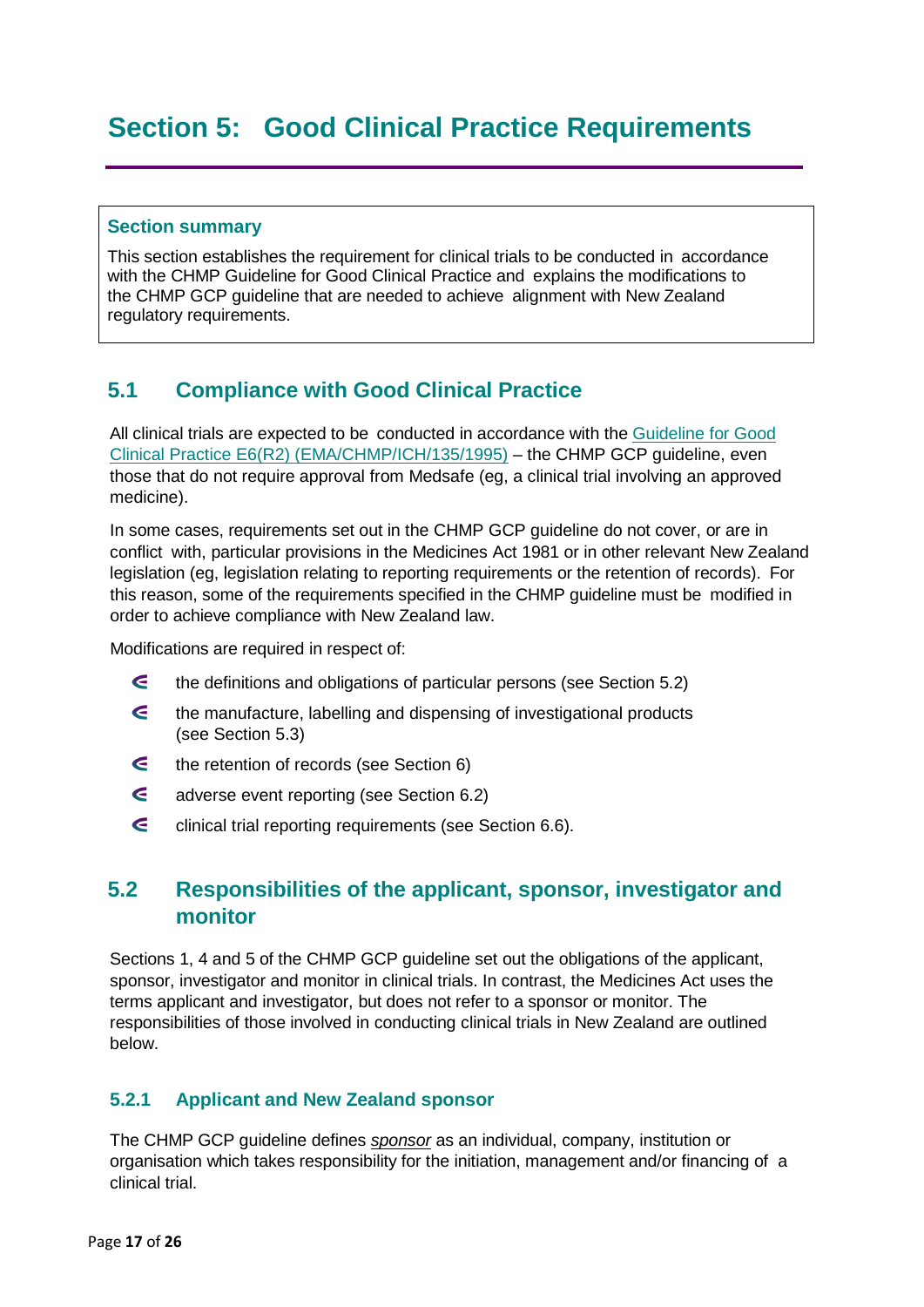# Section 5: Good Clinical Practice Requirements

> **Section summary**
>
> This section establishes the requirement for clinical trials to be conducted in accordance with the CHMP Guideline for Good Clinical Practice and explains the modifications to the CHMP GCP guideline that are needed to achieve alignment with New Zealand regulatory requirements.

## 5.1 Compliance with Good Clinical Practice

All clinical trials are expected to be conducted in accordance with the Guideline for Good Clinical Practice E6(R2) (EMA/CHMP/ICH/135/1995) – the CHMP GCP guideline, even those that do not require approval from Medsafe (eg, a clinical trial involving an approved medicine).

In some cases, requirements set out in the CHMP GCP guideline do not cover, or are in conflict with, particular provisions in the Medicines Act 1981 or in other relevant New Zealand legislation (eg, legislation relating to reporting requirements or the retention of records). For this reason, some of the requirements specified in the CHMP guideline must be modified in order to achieve compliance with New Zealand law.

Modifications are required in respect of:

- the definitions and obligations of particular persons (see Section 5.2)
- the manufacture, labelling and dispensing of investigational products (see Section 5.3)
- the retention of records (see Section 6)
- adverse event reporting (see Section 6.2)
- clinical trial reporting requirements (see Section 6.6).

## 5.2 Responsibilities of the applicant, sponsor, investigator and monitor

Sections 1, 4 and 5 of the CHMP GCP guideline set out the obligations of the applicant, sponsor, investigator and monitor in clinical trials. In contrast, the Medicines Act uses the terms applicant and investigator, but does not refer to a sponsor or monitor. The responsibilities of those involved in conducting clinical trials in New Zealand are outlined below.

### 5.2.1 Applicant and New Zealand sponsor

The CHMP GCP guideline defines *sponsor* as an individual, company, institution or organisation which takes responsibility for the initiation, management and/or financing of a clinical trial.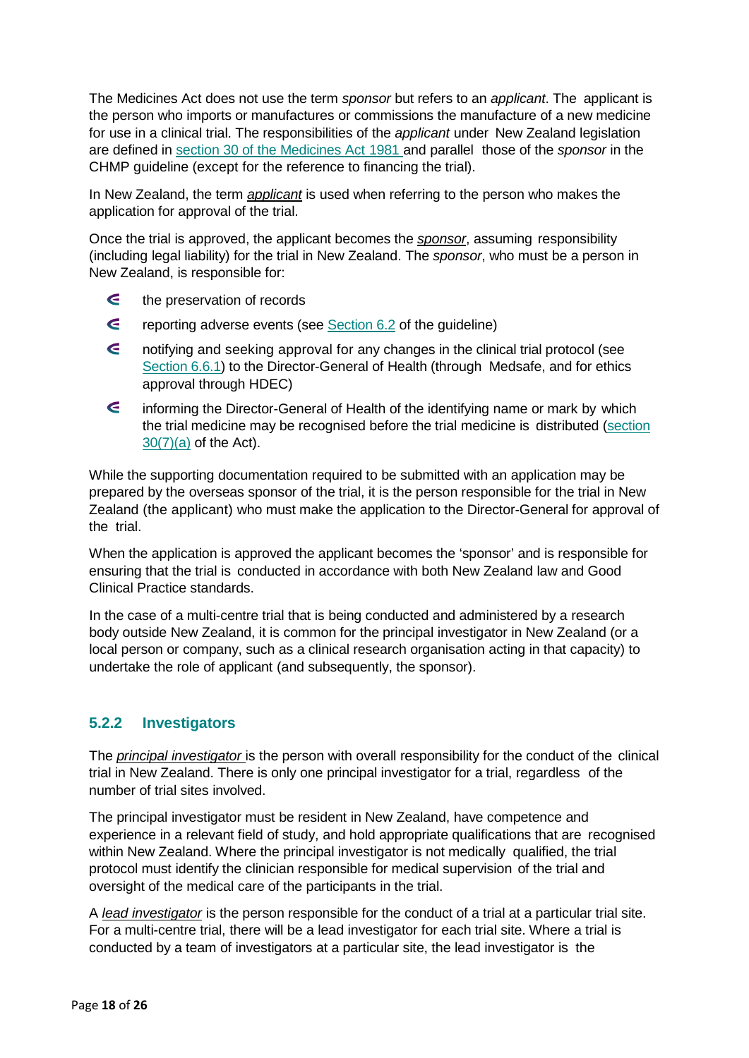The Medicines Act does not use the term *sponsor* but refers to an *applicant*. The applicant is the person who imports or manufactures or commissions the manufacture of a new medicine for use in a clinical trial. The responsibilities of the *applicant* under New Zealand legislation are defined in [section 30 of the Medicines Act 1981](#) and parallel those of the *sponsor* in the CHMP guideline (except for the reference to financing the trial).

In New Zealand, the term ***applicant*** is used when referring to the person who makes the application for approval of the trial.

Once the trial is approved, the applicant becomes the ***sponsor***, assuming responsibility (including legal liability) for the trial in New Zealand. The *sponsor*, who must be a person in New Zealand, is responsible for:

- the preservation of records
- reporting adverse events (see [Section 6.2](#) of the guideline)
- notifying and seeking approval for any changes in the clinical trial protocol (see [Section 6.6.1](#)) to the Director-General of Health (through Medsafe, and for ethics approval through HDEC)
- informing the Director-General of Health of the identifying name or mark by which the trial medicine may be recognised before the trial medicine is distributed ([section 30(7)(a)](#) of the Act).

While the supporting documentation required to be submitted with an application may be prepared by the overseas sponsor of the trial, it is the person responsible for the trial in New Zealand (the applicant) who must make the application to the Director-General for approval of the trial.

When the application is approved the applicant becomes the 'sponsor' and is responsible for ensuring that the trial is conducted in accordance with both New Zealand law and Good Clinical Practice standards.

In the case of a multi-centre trial that is being conducted and administered by a research body outside New Zealand, it is common for the principal investigator in New Zealand (or a local person or company, such as a clinical research organisation acting in that capacity) to undertake the role of applicant (and subsequently, the sponsor).

### 5.2.2 Investigators

The ***principal investigator*** is the person with overall responsibility for the conduct of the clinical trial in New Zealand. There is only one principal investigator for a trial, regardless of the number of trial sites involved.

The principal investigator must be resident in New Zealand, have competence and experience in a relevant field of study, and hold appropriate qualifications that are recognised within New Zealand. Where the principal investigator is not medically qualified, the trial protocol must identify the clinician responsible for medical supervision of the trial and oversight of the medical care of the participants in the trial.

A ***lead investigator*** is the person responsible for the conduct of a trial at a particular trial site. For a multi-centre trial, there will be a lead investigator for each trial site. Where a trial is conducted by a team of investigators at a particular site, the lead investigator is the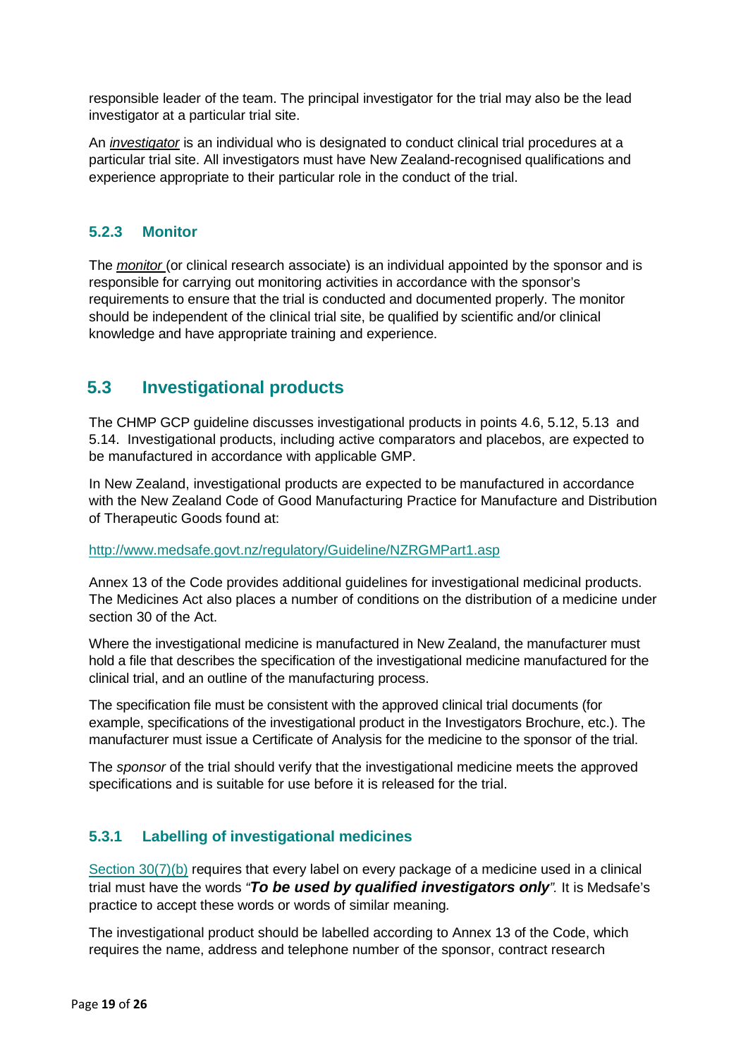responsible leader of the team. The principal investigator for the trial may also be the lead investigator at a particular trial site.

An *investigator* is an individual who is designated to conduct clinical trial procedures at a particular trial site. All investigators must have New Zealand-recognised qualifications and experience appropriate to their particular role in the conduct of the trial.

### 5.2.3 Monitor

The *monitor* (or clinical research associate) is an individual appointed by the sponsor and is responsible for carrying out monitoring activities in accordance with the sponsor's requirements to ensure that the trial is conducted and documented properly. The monitor should be independent of the clinical trial site, be qualified by scientific and/or clinical knowledge and have appropriate training and experience.

## 5.3 Investigational products

The CHMP GCP guideline discusses investigational products in points 4.6, 5.12, 5.13 and 5.14. Investigational products, including active comparators and placebos, are expected to be manufactured in accordance with applicable GMP.

In New Zealand, investigational products are expected to be manufactured in accordance with the New Zealand Code of Good Manufacturing Practice for Manufacture and Distribution of Therapeutic Goods found at:

http://www.medsafe.govt.nz/regulatory/Guideline/NZRGMPart1.asp

Annex 13 of the Code provides additional guidelines for investigational medicinal products. The Medicines Act also places a number of conditions on the distribution of a medicine under section 30 of the Act.

Where the investigational medicine is manufactured in New Zealand, the manufacturer must hold a file that describes the specification of the investigational medicine manufactured for the clinical trial, and an outline of the manufacturing process.

The specification file must be consistent with the approved clinical trial documents (for example, specifications of the investigational product in the Investigators Brochure, etc.). The manufacturer must issue a Certificate of Analysis for the medicine to the sponsor of the trial.

The *sponsor* of the trial should verify that the investigational medicine meets the approved specifications and is suitable for use before it is released for the trial.

### 5.3.1 Labelling of investigational medicines

Section 30(7)(b) requires that every label on every package of a medicine used in a clinical trial must have the words *"**To be used by qualified investigators only**".* It is Medsafe's practice to accept these words or words of similar meaning.

The investigational product should be labelled according to Annex 13 of the Code, which requires the name, address and telephone number of the sponsor, contract research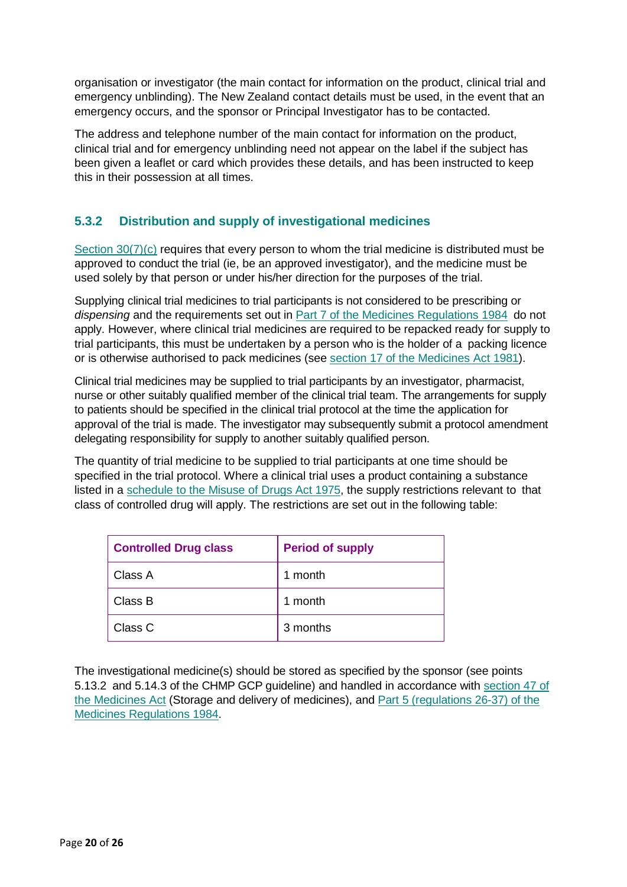organisation or investigator (the main contact for information on the product, clinical trial and emergency unblinding). The New Zealand contact details must be used, in the event that an emergency occurs, and the sponsor or Principal Investigator has to be contacted.

The address and telephone number of the main contact for information on the product, clinical trial and for emergency unblinding need not appear on the label if the subject has been given a leaflet or card which provides these details, and has been instructed to keep this in their possession at all times.

### 5.3.2 Distribution and supply of investigational medicines

Section 30(7)(c) requires that every person to whom the trial medicine is distributed must be approved to conduct the trial (ie, be an approved investigator), and the medicine must be used solely by that person or under his/her direction for the purposes of the trial.

Supplying clinical trial medicines to trial participants is not considered to be prescribing or *dispensing* and the requirements set out in Part 7 of the Medicines Regulations 1984 do not apply. However, where clinical trial medicines are required to be repacked ready for supply to trial participants, this must be undertaken by a person who is the holder of a packing licence or is otherwise authorised to pack medicines (see section 17 of the Medicines Act 1981).

Clinical trial medicines may be supplied to trial participants by an investigator, pharmacist, nurse or other suitably qualified member of the clinical trial team. The arrangements for supply to patients should be specified in the clinical trial protocol at the time the application for approval of the trial is made. The investigator may subsequently submit a protocol amendment delegating responsibility for supply to another suitably qualified person.

The quantity of trial medicine to be supplied to trial participants at one time should be specified in the trial protocol. Where a clinical trial uses a product containing a substance listed in a schedule to the Misuse of Drugs Act 1975, the supply restrictions relevant to that class of controlled drug will apply. The restrictions are set out in the following table:

| Controlled Drug class | Period of supply |
|---|---|
| Class A | 1 month |
| Class B | 1 month |
| Class C | 3 months |

The investigational medicine(s) should be stored as specified by the sponsor (see points 5.13.2 and 5.14.3 of the CHMP GCP guideline) and handled in accordance with section 47 of the Medicines Act (Storage and delivery of medicines), and Part 5 (regulations 26-37) of the Medicines Regulations 1984.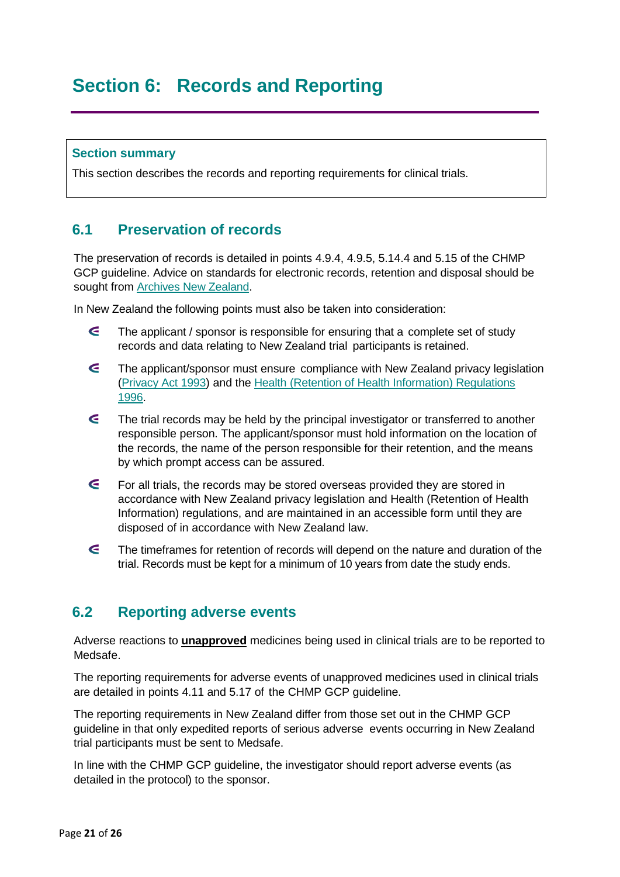# Section 6: Records and Reporting

**Section summary**

This section describes the records and reporting requirements for clinical trials.

## 6.1 Preservation of records

The preservation of records is detailed in points 4.9.4, 4.9.5, 5.14.4 and 5.15 of the CHMP GCP guideline. Advice on standards for electronic records, retention and disposal should be sought from Archives New Zealand.

In New Zealand the following points must also be taken into consideration:

- The applicant / sponsor is responsible for ensuring that a complete set of study records and data relating to New Zealand trial participants is retained.
- The applicant/sponsor must ensure compliance with New Zealand privacy legislation (Privacy Act 1993) and the Health (Retention of Health Information) Regulations 1996.
- The trial records may be held by the principal investigator or transferred to another responsible person. The applicant/sponsor must hold information on the location of the records, the name of the person responsible for their retention, and the means by which prompt access can be assured.
- For all trials, the records may be stored overseas provided they are stored in accordance with New Zealand privacy legislation and Health (Retention of Health Information) regulations, and are maintained in an accessible form until they are disposed of in accordance with New Zealand law.
- The timeframes for retention of records will depend on the nature and duration of the trial. Records must be kept for a minimum of 10 years from date the study ends.

## 6.2 Reporting adverse events

Adverse reactions to **unapproved** medicines being used in clinical trials are to be reported to Medsafe.

The reporting requirements for adverse events of unapproved medicines used in clinical trials are detailed in points 4.11 and 5.17 of the CHMP GCP guideline.

The reporting requirements in New Zealand differ from those set out in the CHMP GCP guideline in that only expedited reports of serious adverse events occurring in New Zealand trial participants must be sent to Medsafe.

In line with the CHMP GCP guideline, the investigator should report adverse events (as detailed in the protocol) to the sponsor.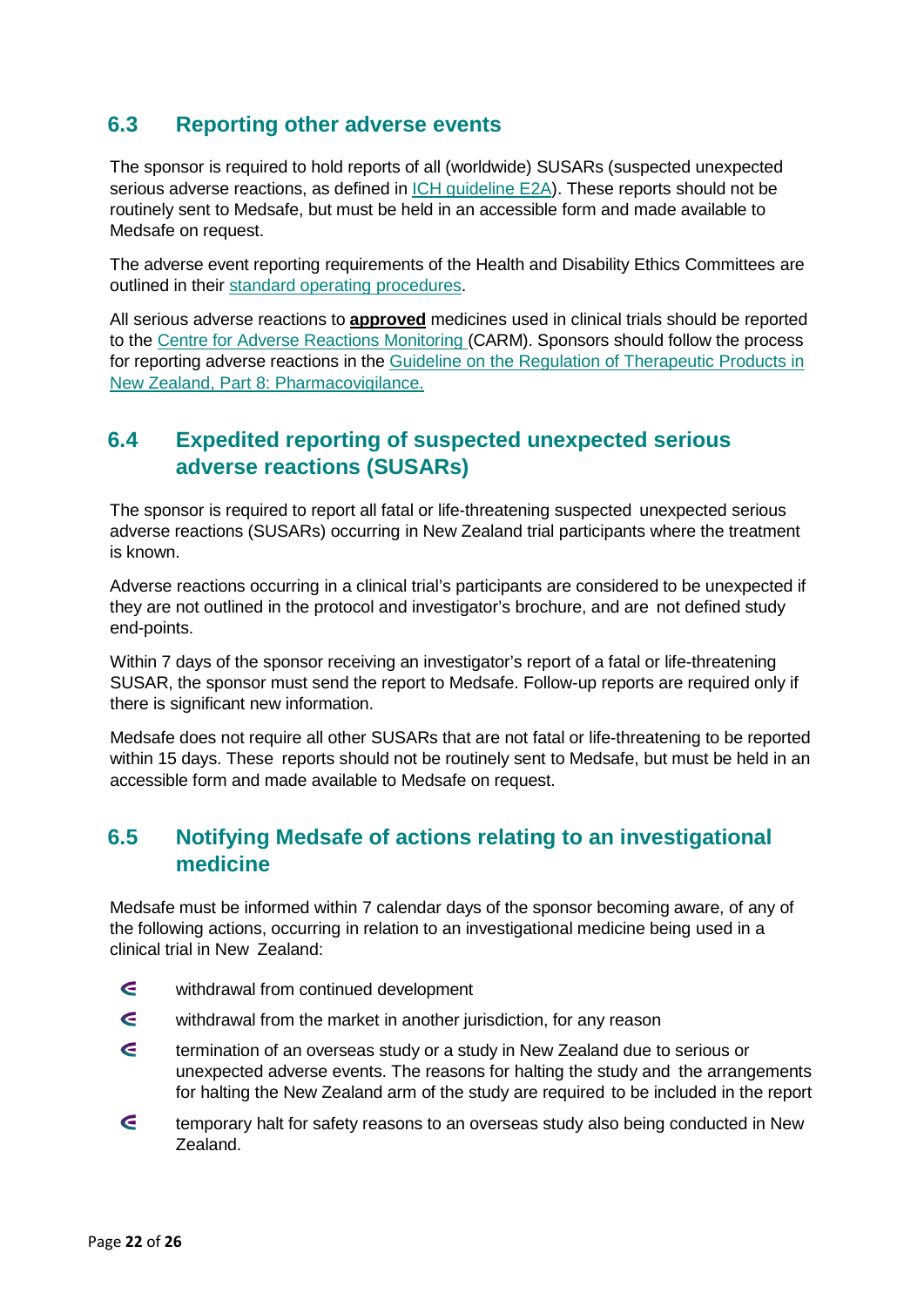## 6.3 Reporting other adverse events

The sponsor is required to hold reports of all (worldwide) SUSARs (suspected unexpected serious adverse reactions, as defined in ICH guideline E2A). These reports should not be routinely sent to Medsafe, but must be held in an accessible form and made available to Medsafe on request.

The adverse event reporting requirements of the Health and Disability Ethics Committees are outlined in their standard operating procedures.

All serious adverse reactions to **approved** medicines used in clinical trials should be reported to the Centre for Adverse Reactions Monitoring (CARM). Sponsors should follow the process for reporting adverse reactions in the Guideline on the Regulation of Therapeutic Products in New Zealand, Part 8: Pharmacovigilance.

## 6.4 Expedited reporting of suspected unexpected serious adverse reactions (SUSARs)

The sponsor is required to report all fatal or life-threatening suspected unexpected serious adverse reactions (SUSARs) occurring in New Zealand trial participants where the treatment is known.

Adverse reactions occurring in a clinical trial's participants are considered to be unexpected if they are not outlined in the protocol and investigator's brochure, and are not defined study end-points.

Within 7 days of the sponsor receiving an investigator's report of a fatal or life-threatening SUSAR, the sponsor must send the report to Medsafe. Follow-up reports are required only if there is significant new information.

Medsafe does not require all other SUSARs that are not fatal or life-threatening to be reported within 15 days. These reports should not be routinely sent to Medsafe, but must be held in an accessible form and made available to Medsafe on request.

## 6.5 Notifying Medsafe of actions relating to an investigational medicine

Medsafe must be informed within 7 calendar days of the sponsor becoming aware, of any of the following actions, occurring in relation to an investigational medicine being used in a clinical trial in New Zealand:

- withdrawal from continued development
- withdrawal from the market in another jurisdiction, for any reason
- termination of an overseas study or a study in New Zealand due to serious or unexpected adverse events. The reasons for halting the study and the arrangements for halting the New Zealand arm of the study are required to be included in the report
- temporary halt for safety reasons to an overseas study also being conducted in New Zealand.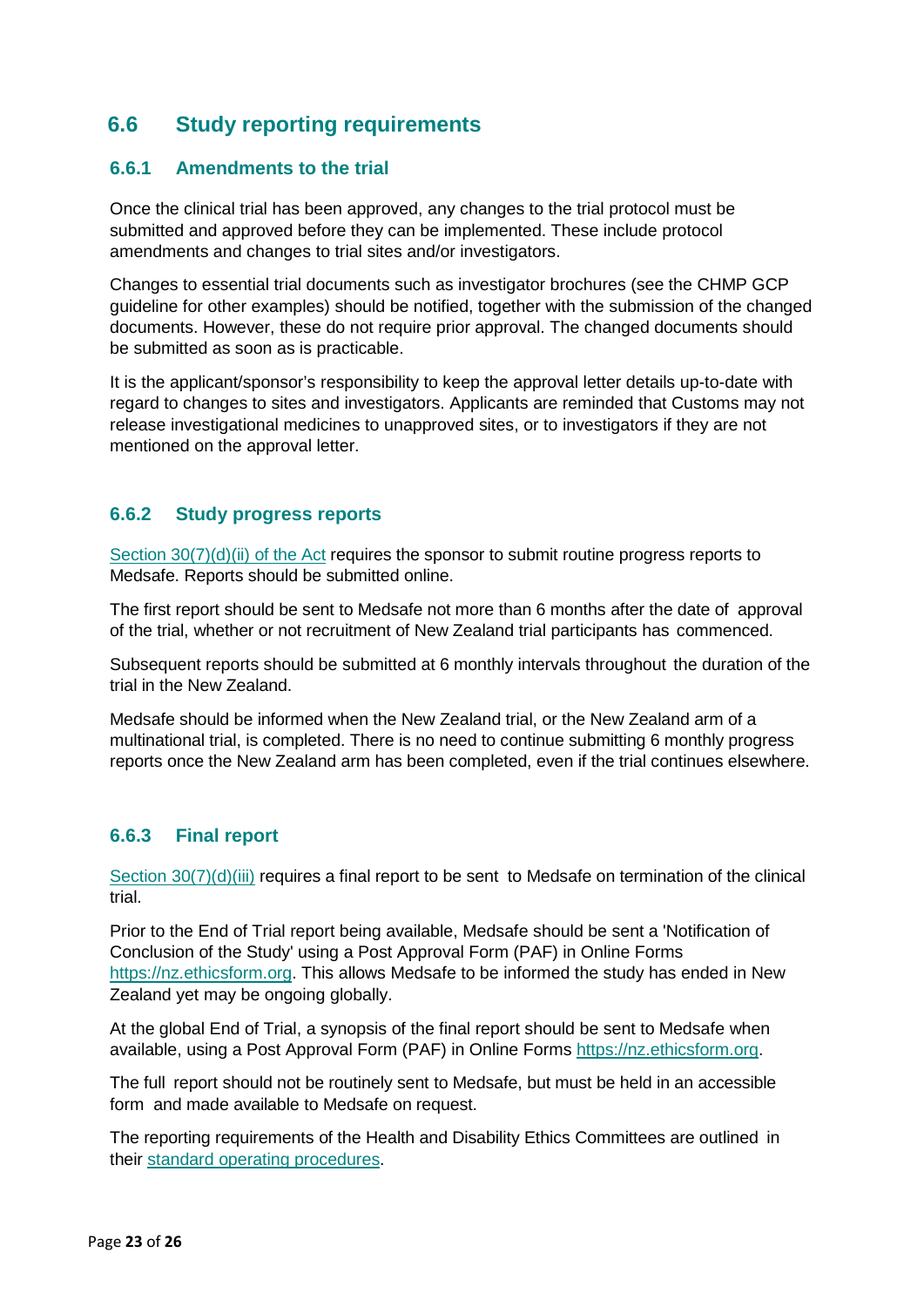## 6.6 Study reporting requirements

### 6.6.1 Amendments to the trial

Once the clinical trial has been approved, any changes to the trial protocol must be submitted and approved before they can be implemented. These include protocol amendments and changes to trial sites and/or investigators.

Changes to essential trial documents such as investigator brochures (see the CHMP GCP guideline for other examples) should be notified, together with the submission of the changed documents. However, these do not require prior approval. The changed documents should be submitted as soon as is practicable.

It is the applicant/sponsor's responsibility to keep the approval letter details up-to-date with regard to changes to sites and investigators. Applicants are reminded that Customs may not release investigational medicines to unapproved sites, or to investigators if they are not mentioned on the approval letter.

### 6.6.2 Study progress reports

Section 30(7)(d)(ii) of the Act requires the sponsor to submit routine progress reports to Medsafe. Reports should be submitted online.

The first report should be sent to Medsafe not more than 6 months after the date of approval of the trial, whether or not recruitment of New Zealand trial participants has commenced.

Subsequent reports should be submitted at 6 monthly intervals throughout the duration of the trial in the New Zealand.

Medsafe should be informed when the New Zealand trial, or the New Zealand arm of a multinational trial, is completed. There is no need to continue submitting 6 monthly progress reports once the New Zealand arm has been completed, even if the trial continues elsewhere.

### 6.6.3 Final report

Section 30(7)(d)(iii) requires a final report to be sent to Medsafe on termination of the clinical trial.

Prior to the End of Trial report being available, Medsafe should be sent a 'Notification of Conclusion of the Study' using a Post Approval Form (PAF) in Online Forms https://nz.ethicsform.org. This allows Medsafe to be informed the study has ended in New Zealand yet may be ongoing globally.

At the global End of Trial, a synopsis of the final report should be sent to Medsafe when available, using a Post Approval Form (PAF) in Online Forms https://nz.ethicsform.org.

The full report should not be routinely sent to Medsafe, but must be held in an accessible form and made available to Medsafe on request.

The reporting requirements of the Health and Disability Ethics Committees are outlined in their standard operating procedures.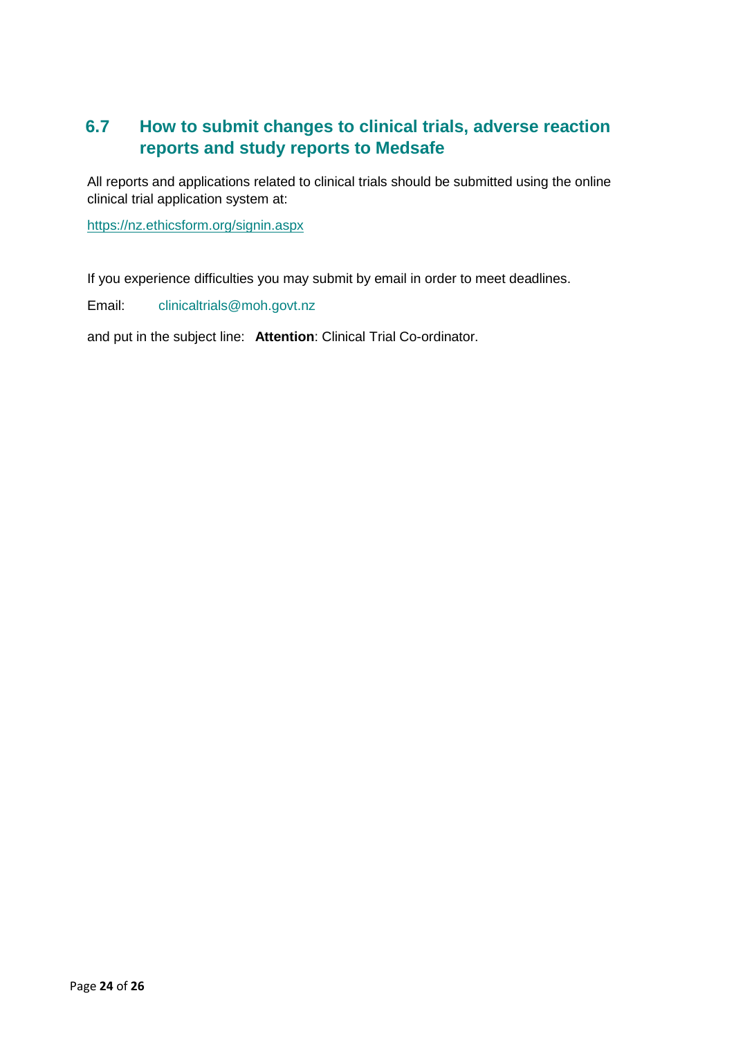## 6.7 How to submit changes to clinical trials, adverse reaction reports and study reports to Medsafe

All reports and applications related to clinical trials should be submitted using the online clinical trial application system at:

https://nz.ethicsform.org/signin.aspx

If you experience difficulties you may submit by email in order to meet deadlines.

Email: clinicaltrials@moh.govt.nz

and put in the subject line: **Attention**: Clinical Trial Co-ordinator.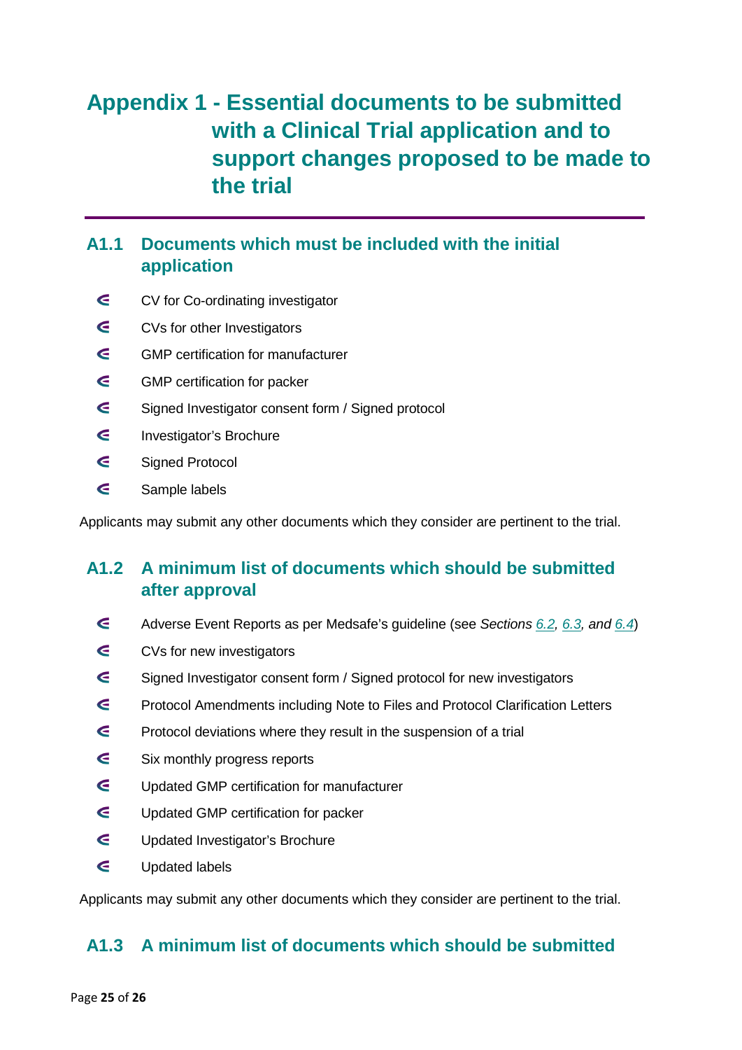# Appendix 1 - Essential documents to be submitted with a Clinical Trial application and to support changes proposed to be made to the trial

## A1.1 Documents which must be included with the initial application

- CV for Co-ordinating investigator
- CVs for other Investigators
- GMP certification for manufacturer
- GMP certification for packer
- Signed Investigator consent form / Signed protocol
- Investigator's Brochure
- Signed Protocol
- Sample labels

Applicants may submit any other documents which they consider are pertinent to the trial.

## A1.2 A minimum list of documents which should be submitted after approval

- Adverse Event Reports as per Medsafe's guideline (see *Sections 6.2, 6.3, and 6.4*)
- CVs for new investigators
- Signed Investigator consent form / Signed protocol for new investigators
- Protocol Amendments including Note to Files and Protocol Clarification Letters
- Protocol deviations where they result in the suspension of a trial
- Six monthly progress reports
- Updated GMP certification for manufacturer
- Updated GMP certification for packer
- Updated Investigator's Brochure
- Updated labels

Applicants may submit any other documents which they consider are pertinent to the trial.

## A1.3 A minimum list of documents which should be submitted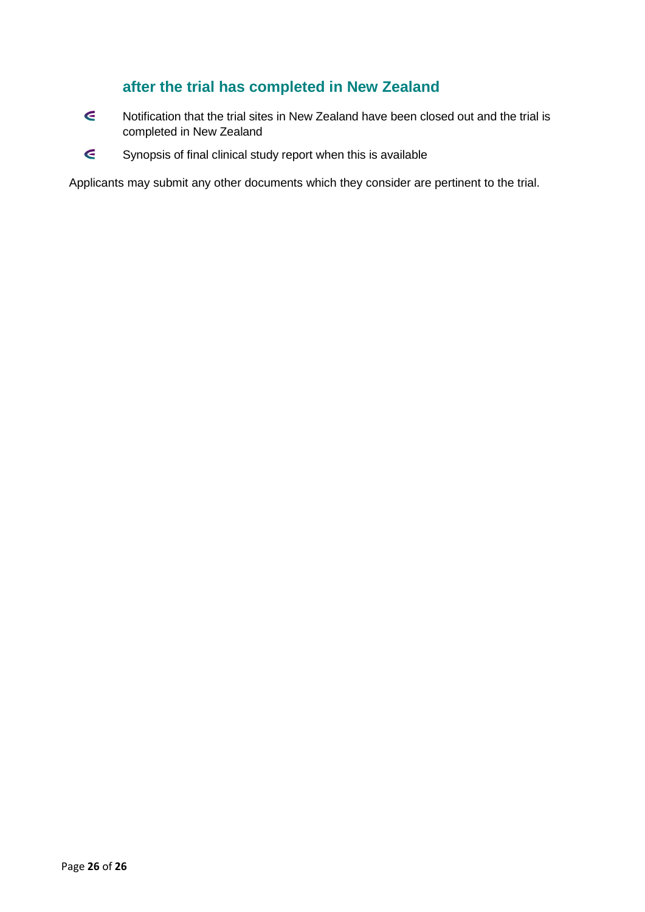### after the trial has completed in New Zealand

- Notification that the trial sites in New Zealand have been closed out and the trial is completed in New Zealand
- Synopsis of final clinical study report when this is available

Applicants may submit any other documents which they consider are pertinent to the trial.